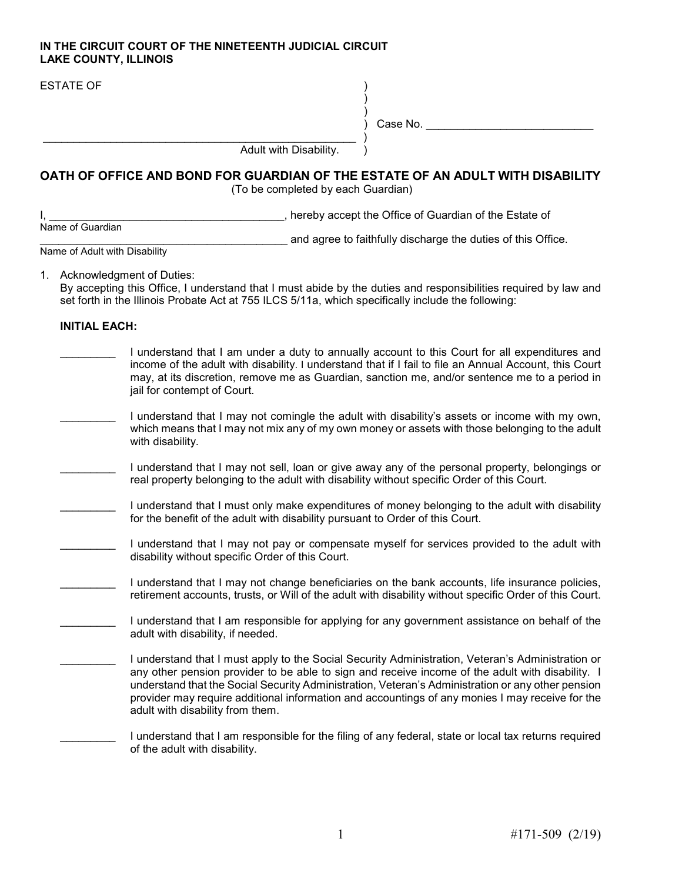**IN THE CIRCUIT COURT OF THE NINETEENTH JUDICIAL CIRCUIT**
**LAKE COUNTY, ILLINOIS**

ESTATE OF )
)
)
) Case No. ___________________________
_____________________________________________________ )
Adult with Disability. )

## OATH OF OFFICE AND BOND FOR GUARDIAN OF THE ESTATE OF AN ADULT WITH DISABILITY

(To be completed by each Guardian)

I, ______________________________________, hereby accept the Office of Guardian of the Estate of
Name of Guardian
__________________________________________ and agree to faithfully discharge the duties of this Office.
Name of Adult with Disability

1. Acknowledgment of Duties:
   By accepting this Office, I understand that I must abide by the duties and responsibilities required by law and set forth in the Illinois Probate Act at 755 ILCS 5/11a, which specifically include the following:

   **INITIAL EACH:**

   _________ I understand that I am under a duty to annually account to this Court for all expenditures and income of the adult with disability. I understand that if I fail to file an Annual Account, this Court may, at its discretion, remove me as Guardian, sanction me, and/or sentence me to a period in jail for contempt of Court.

   _________ I understand that I may not comingle the adult with disability's assets or income with my own, which means that I may not mix any of my own money or assets with those belonging to the adult with disability.

   _________ I understand that I may not sell, loan or give away any of the personal property, belongings or real property belonging to the adult with disability without specific Order of this Court.

   _________ I understand that I must only make expenditures of money belonging to the adult with disability for the benefit of the adult with disability pursuant to Order of this Court.

   _________ I understand that I may not pay or compensate myself for services provided to the adult with disability without specific Order of this Court.

   _________ I understand that I may not change beneficiaries on the bank accounts, life insurance policies, retirement accounts, trusts, or Will of the adult with disability without specific Order of this Court.

   _________ I understand that I am responsible for applying for any government assistance on behalf of the adult with disability, if needed.

   _________ I understand that I must apply to the Social Security Administration, Veteran's Administration or any other pension provider to be able to sign and receive income of the adult with disability. I understand that the Social Security Administration, Veteran's Administration or any other pension provider may require additional information and accountings of any monies I may receive for the adult with disability from them.

   _________ I understand that I am responsible for the filing of any federal, state or local tax returns required of the adult with disability.

#171-509 (2/19)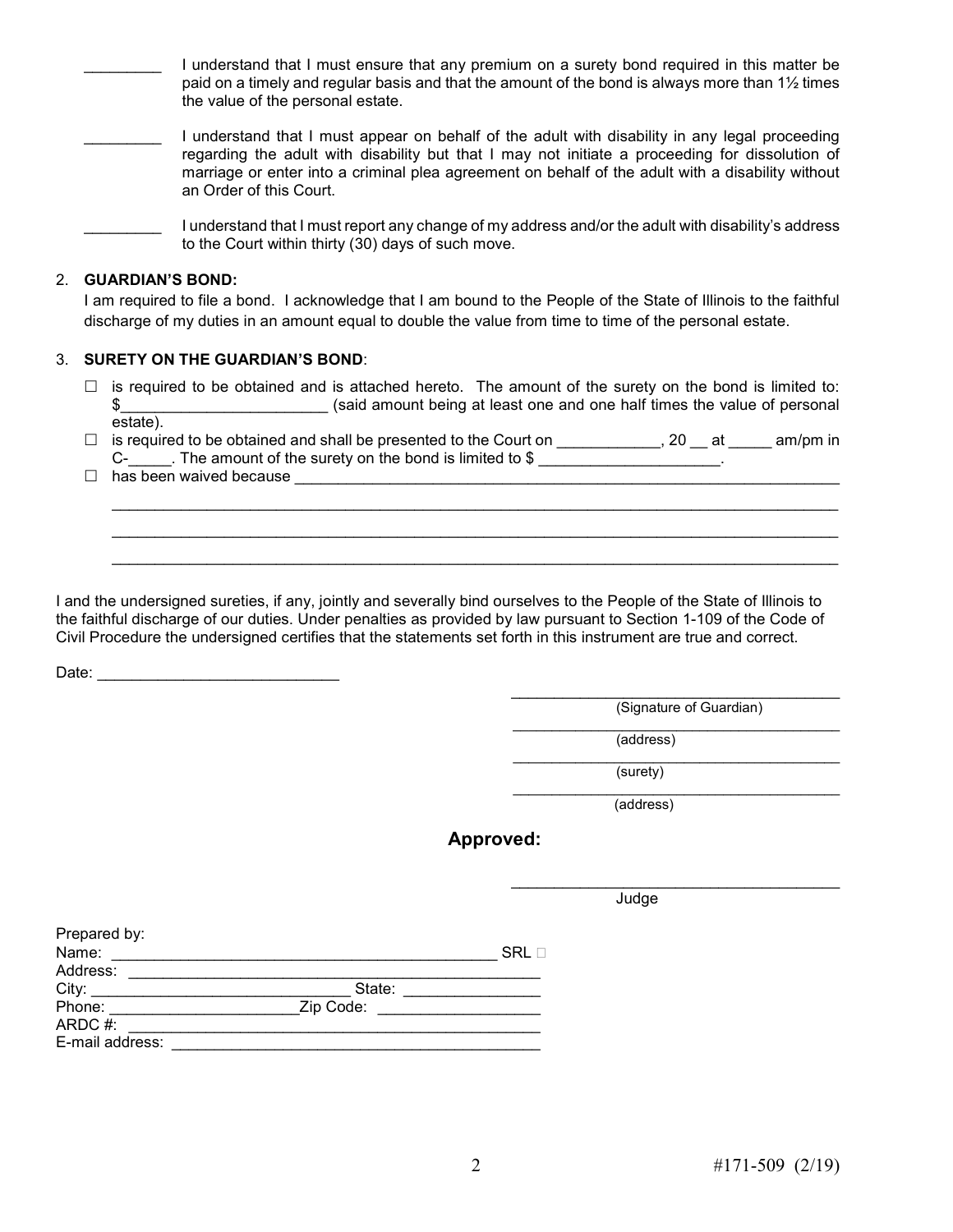_________ I understand that I must ensure that any premium on a surety bond required in this matter be paid on a timely and regular basis and that the amount of the bond is always more than 1½ times the value of the personal estate.

_________ I understand that I must appear on behalf of the adult with disability in any legal proceeding regarding the adult with disability but that I may not initiate a proceeding for dissolution of marriage or enter into a criminal plea agreement on behalf of the adult with a disability without an Order of this Court.

_________ I understand that I must report any change of my address and/or the adult with disability's address to the Court within thirty (30) days of such move.

2. **GUARDIAN'S BOND:**
I am required to file a bond. I acknowledge that I am bound to the People of the State of Illinois to the faithful discharge of my duties in an amount equal to double the value from time to time of the personal estate.

3. **SURETY ON THE GUARDIAN'S BOND**:

☐ is required to be obtained and is attached hereto. The amount of the surety on the bond is limited to: $________________________ (said amount being at least one and one half times the value of personal estate).

☐ is required to be obtained and shall be presented to the Court on ____________, 20 __ at _____ am/pm in C-_____. The amount of the surety on the bond is limited to $ _____________________.

☐ has been waived because ___________________________________________________________________

_____________________________________________________________________________________

_____________________________________________________________________________________

_____________________________________________________________________________________

I and the undersigned sureties, if any, jointly and severally bind ourselves to the People of the State of Illinois to the faithful discharge of our duties. Under penalties as provided by law pursuant to Section 1-109 of the Code of Civil Procedure the undersigned certifies that the statements set forth in this instrument are true and correct.

Date: ____________________________

_______________________________________
(Signature of Guardian)

_______________________________________
(address)

_______________________________________
(surety)

_______________________________________
(address)

**Approved:**

_______________________________________
Judge

Prepared by:
Name: _____________________________________________ SRL ☐
Address: _______________________________________________
City: ______________________________ State: _______________
Phone: ______________________Zip Code: __________________
ARDC #: _______________________________________________
E-mail address: __________________________________________

#171-509 (2/19)